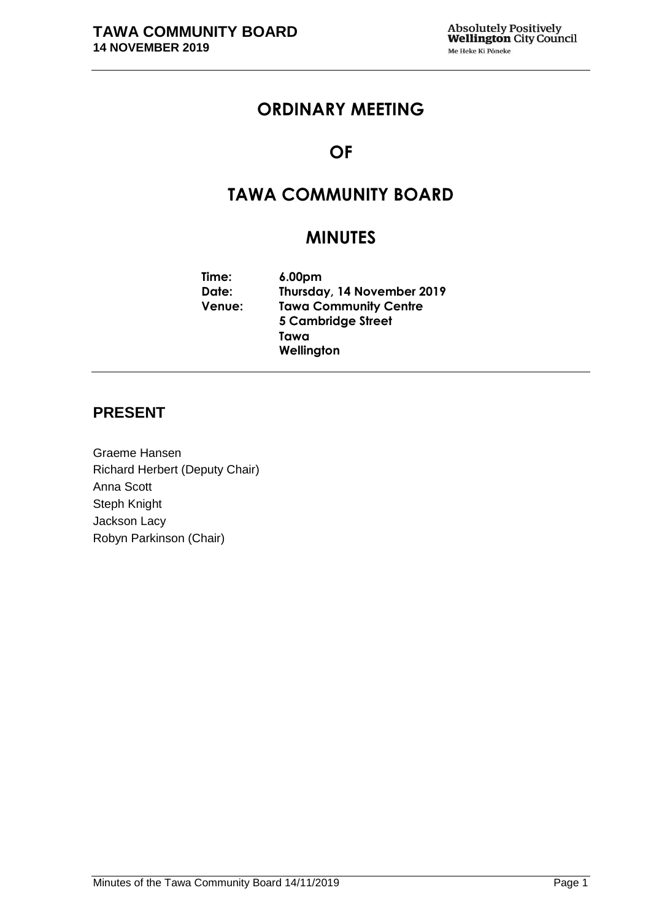# ORDINARY MEETING

# OF

# TAWA COMMUNITY BOARD

# MINUTES

**Time:** **6.00pm**
**Date:** **Thursday, 14 November 2019**
**Venue:** **Tawa Community Centre**
**5 Cambridge Street**
**Tawa**
**Wellington**

## PRESENT

Graeme Hansen
Richard Herbert (Deputy Chair)
Anna Scott
Steph Knight
Jackson Lacy
Robyn Parkinson (Chair)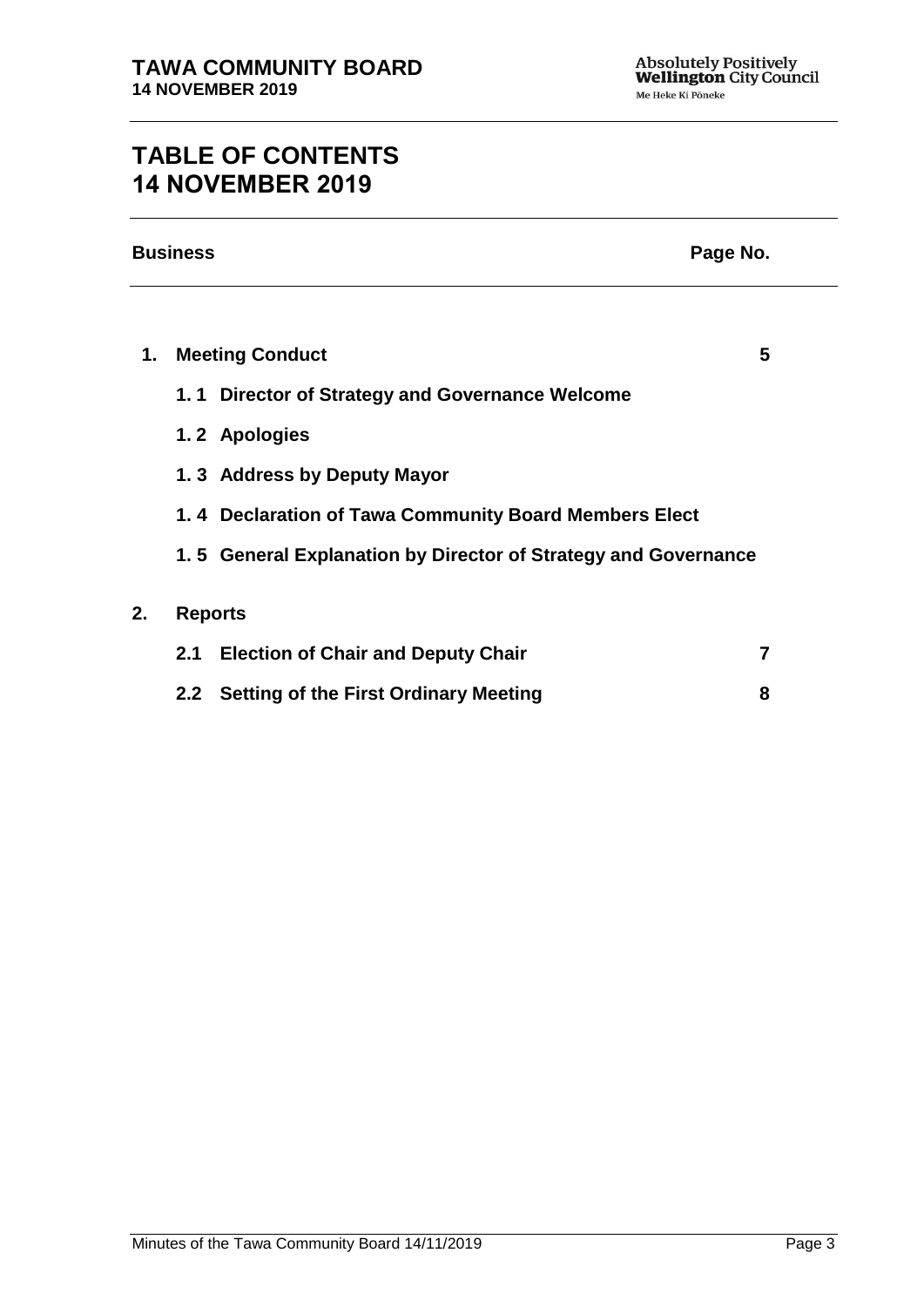# TABLE OF CONTENTS
# 14 NOVEMBER 2019

| Business | Page No. |
|---|---|
| **1. Meeting Conduct** | **5** |
| **1. 1 Director of Strategy and Governance Welcome** | |
| **1. 2 Apologies** | |
| **1. 3 Address by Deputy Mayor** | |
| **1. 4 Declaration of Tawa Community Board Members Elect** | |
| **1. 5 General Explanation by Director of Strategy and Governance** | |
| **2. Reports** | |
| **2.1 Election of Chair and Deputy Chair** | **7** |
| **2.2 Setting of the First Ordinary Meeting** | **8** |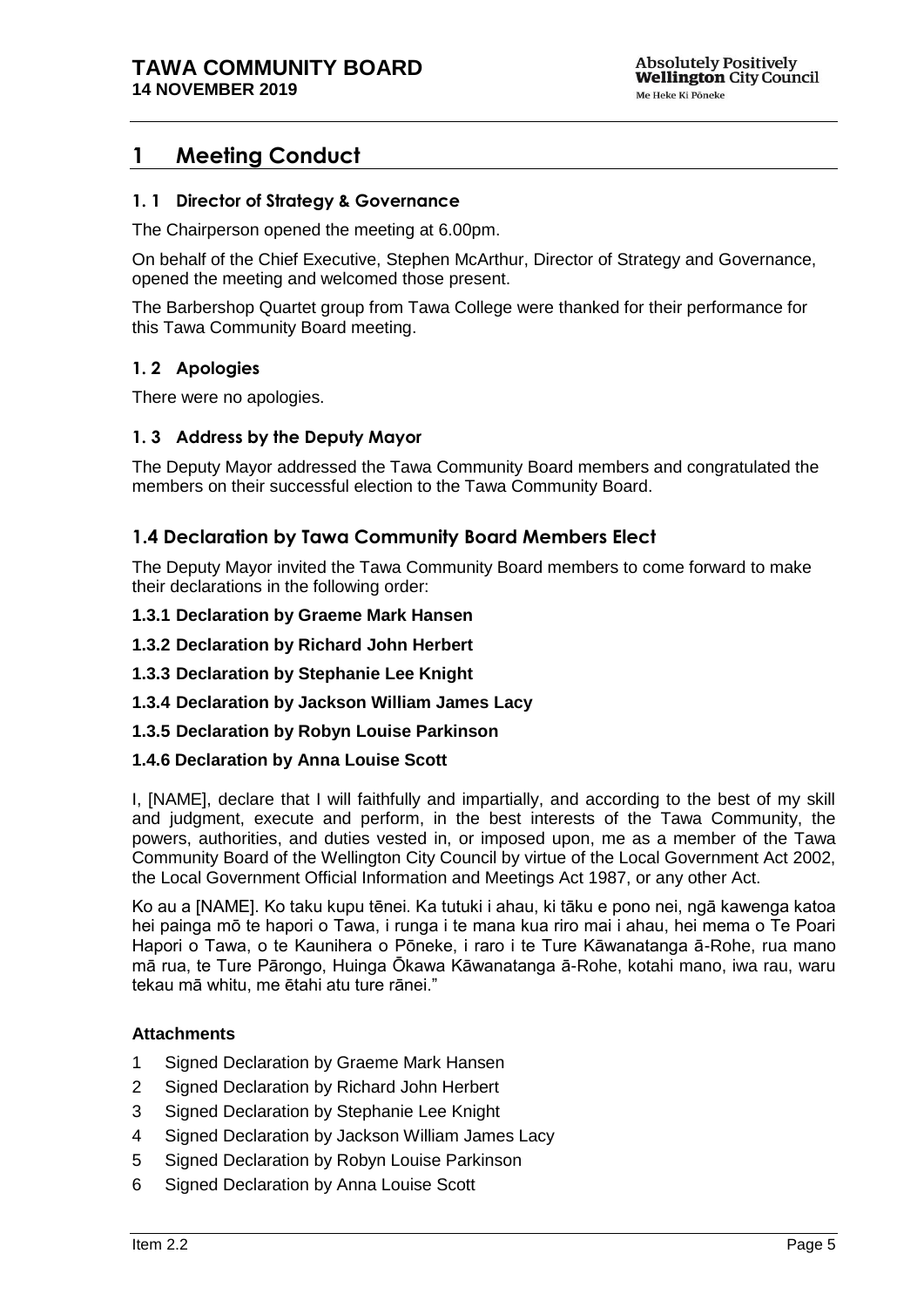# 1 Meeting Conduct

### 1. 1 Director of Strategy & Governance

The Chairperson opened the meeting at 6.00pm.

On behalf of the Chief Executive, Stephen McArthur, Director of Strategy and Governance, opened the meeting and welcomed those present.

The Barbershop Quartet group from Tawa College were thanked for their performance for this Tawa Community Board meeting.

### 1. 2 Apologies

There were no apologies.

### 1. 3 Address by the Deputy Mayor

The Deputy Mayor addressed the Tawa Community Board members and congratulated the members on their successful election to the Tawa Community Board.

## 1.4 Declaration by Tawa Community Board Members Elect

The Deputy Mayor invited the Tawa Community Board members to come forward to make their declarations in the following order:

**1.3.1 Declaration by Graeme Mark Hansen**

**1.3.2 Declaration by Richard John Herbert**

**1.3.3 Declaration by Stephanie Lee Knight**

**1.3.4 Declaration by Jackson William James Lacy**

**1.3.5 Declaration by Robyn Louise Parkinson**

**1.4.6 Declaration by Anna Louise Scott**

I, [NAME], declare that I will faithfully and impartially, and according to the best of my skill and judgment, execute and perform, in the best interests of the Tawa Community, the powers, authorities, and duties vested in, or imposed upon, me as a member of the Tawa Community Board of the Wellington City Council by virtue of the Local Government Act 2002, the Local Government Official Information and Meetings Act 1987, or any other Act.

Ko au a [NAME]. Ko taku kupu tēnei. Ka tutuki i ahau, ki tāku e pono nei, ngā kawenga katoa hei painga mō te hapori o Tawa, i runga i te mana kua riro mai i ahau, hei mema o Te Poari Hapori o Tawa, o te Kaunihera o Pōneke, i raro i te Ture Kāwanatanga ā-Rohe, rua mano mā rua, te Ture Pārongo, Huinga Ōkawa Kāwanatanga ā-Rohe, kotahi mano, iwa rau, waru tekau mā whitu, me ētahi atu ture rānei."

**Attachments**

1 Signed Declaration by Graeme Mark Hansen
2 Signed Declaration by Richard John Herbert
3 Signed Declaration by Stephanie Lee Knight
4 Signed Declaration by Jackson William James Lacy
5 Signed Declaration by Robyn Louise Parkinson
6 Signed Declaration by Anna Louise Scott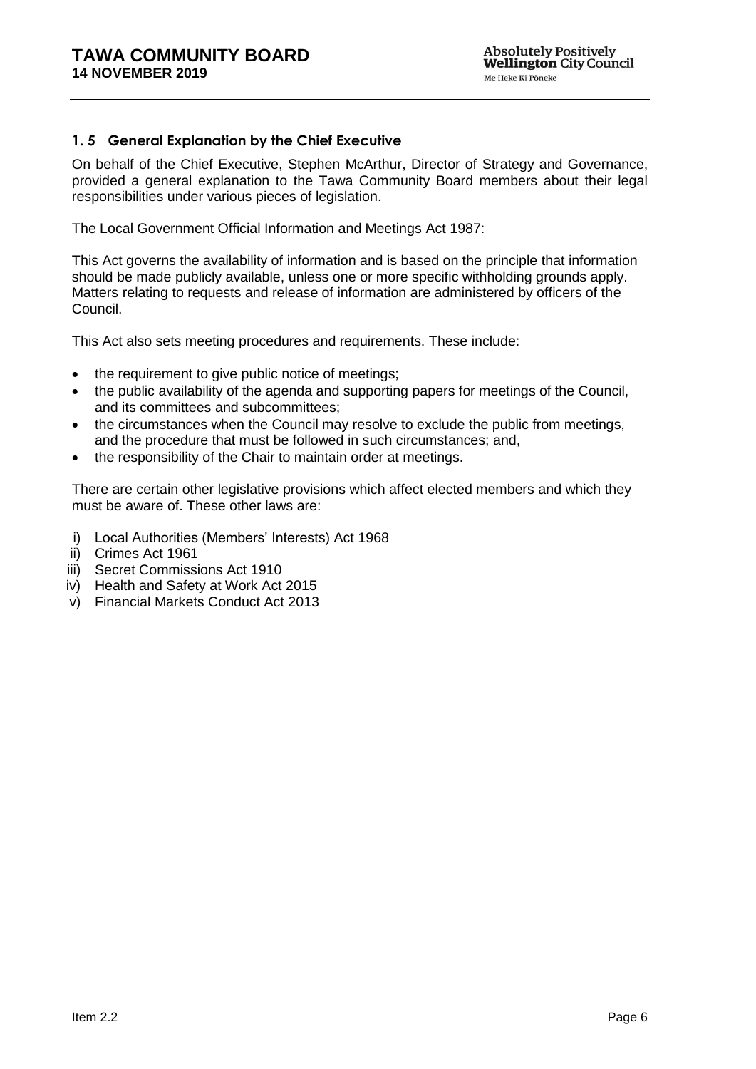### 1. 5 General Explanation by the Chief Executive

On behalf of the Chief Executive, Stephen McArthur, Director of Strategy and Governance, provided a general explanation to the Tawa Community Board members about their legal responsibilities under various pieces of legislation.

The Local Government Official Information and Meetings Act 1987:

This Act governs the availability of information and is based on the principle that information should be made publicly available, unless one or more specific withholding grounds apply. Matters relating to requests and release of information are administered by officers of the Council.

This Act also sets meeting procedures and requirements. These include:

- the requirement to give public notice of meetings;
- the public availability of the agenda and supporting papers for meetings of the Council, and its committees and subcommittees;
- the circumstances when the Council may resolve to exclude the public from meetings, and the procedure that must be followed in such circumstances; and,
- the responsibility of the Chair to maintain order at meetings.

There are certain other legislative provisions which affect elected members and which they must be aware of. These other laws are:

i) Local Authorities (Members' Interests) Act 1968
ii) Crimes Act 1961
iii) Secret Commissions Act 1910
iv) Health and Safety at Work Act 2015
v) Financial Markets Conduct Act 2013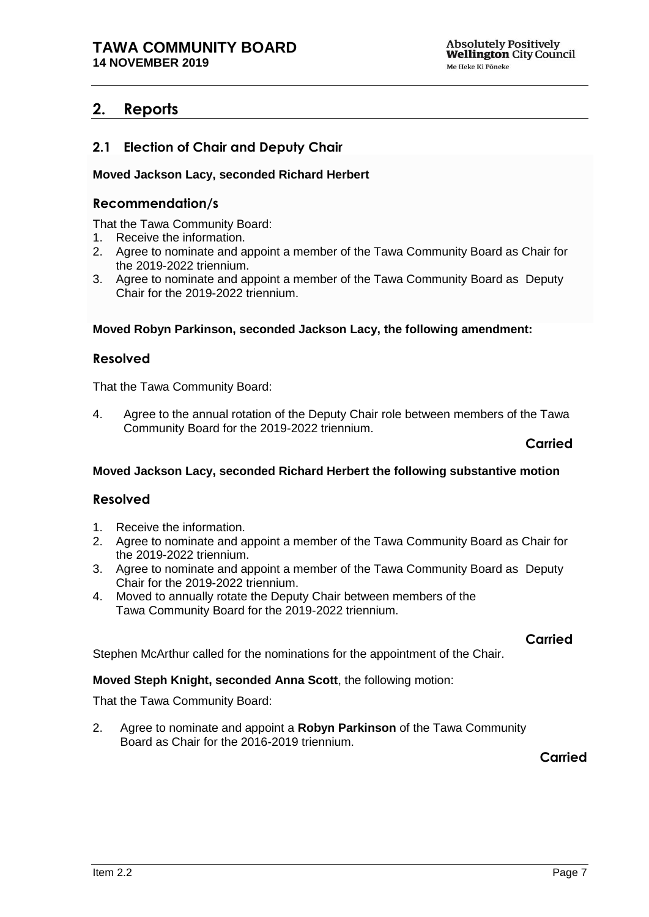## 2. Reports

### 2.1 Election of Chair and Deputy Chair

**Moved Jackson Lacy, seconded Richard Herbert**

#### Recommendation/s

That the Tawa Community Board:

1. Receive the information.
2. Agree to nominate and appoint a member of the Tawa Community Board as Chair for the 2019-2022 triennium.
3. Agree to nominate and appoint a member of the Tawa Community Board as Deputy Chair for the 2019-2022 triennium.

**Moved Robyn Parkinson, seconded Jackson Lacy, the following amendment:**

#### Resolved

That the Tawa Community Board:

4. Agree to the annual rotation of the Deputy Chair role between members of the Tawa Community Board for the 2019-2022 triennium.

**Carried**

**Moved Jackson Lacy, seconded Richard Herbert the following substantive motion**

#### Resolved

1. Receive the information.
2. Agree to nominate and appoint a member of the Tawa Community Board as Chair for the 2019-2022 triennium.
3. Agree to nominate and appoint a member of the Tawa Community Board as Deputy Chair for the 2019-2022 triennium.
4. Moved to annually rotate the Deputy Chair between members of the Tawa Community Board for the 2019-2022 triennium.

**Carried**

Stephen McArthur called for the nominations for the appointment of the Chair.

**Moved Steph Knight, seconded Anna Scott**, the following motion:

That the Tawa Community Board:

2. Agree to nominate and appoint a **Robyn Parkinson** of the Tawa Community Board as Chair for the 2016-2019 triennium.

**Carried**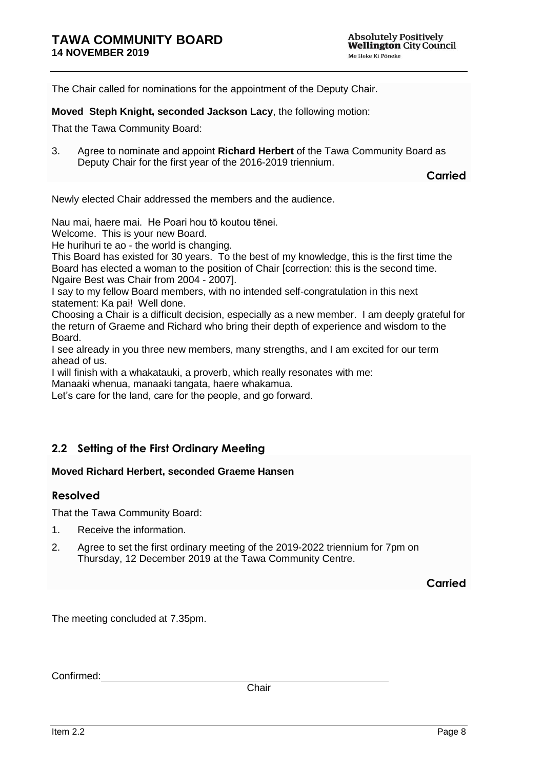The Chair called for nominations for the appointment of the Deputy Chair.

**Moved Steph Knight, seconded Jackson Lacy**, the following motion:

That the Tawa Community Board:

3. Agree to nominate and appoint **Richard Herbert** of the Tawa Community Board as Deputy Chair for the first year of the 2016-2019 triennium.

**Carried**

Newly elected Chair addressed the members and the audience.

Nau mai, haere mai. He Poari hou tō koutou tēnei.
Welcome. This is your new Board.
He hurihuri te ao - the world is changing.
This Board has existed for 30 years. To the best of my knowledge, this is the first time the Board has elected a woman to the position of Chair [correction: this is the second time. Ngaire Best was Chair from 2004 - 2007].
I say to my fellow Board members, with no intended self-congratulation in this next statement: Ka pai! Well done.
Choosing a Chair is a difficult decision, especially as a new member. I am deeply grateful for the return of Graeme and Richard who bring their depth of experience and wisdom to the Board.
I see already in you three new members, many strengths, and I am excited for our term ahead of us.
I will finish with a whakatauki, a proverb, which really resonates with me:
Manaaki whenua, manaaki tangata, haere whakamua.
Let's care for the land, care for the people, and go forward.

## 2.2 Setting of the First Ordinary Meeting

**Moved Richard Herbert, seconded Graeme Hansen**

### Resolved

That the Tawa Community Board:

1. Receive the information.
2. Agree to set the first ordinary meeting of the 2019-2022 triennium for 7pm on Thursday, 12 December 2019 at the Tawa Community Centre.

**Carried**

The meeting concluded at 7.35pm.

Confirmed: ______________________________

Chair